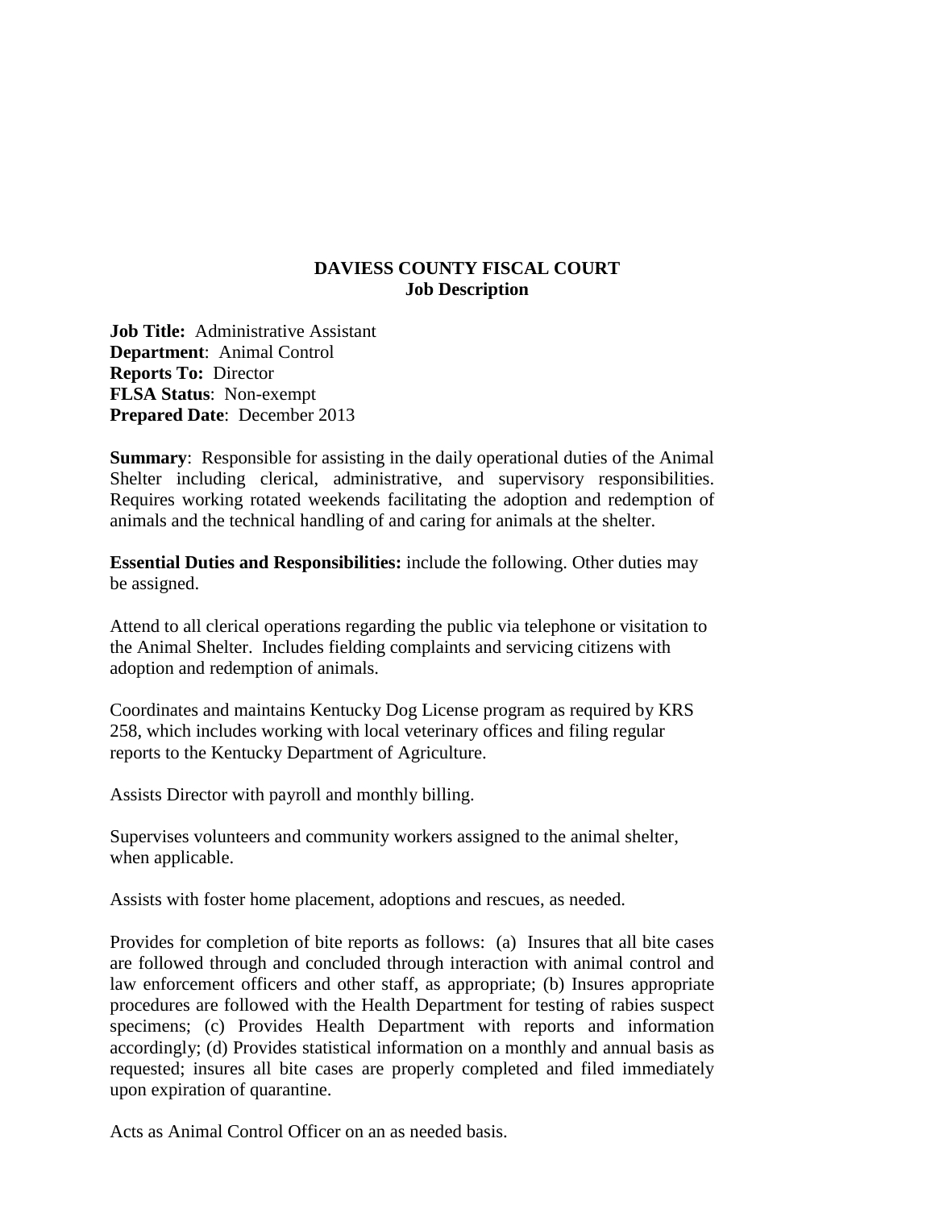# DAVIESS COUNTY FISCAL COURT
## Job Description

**Job Title:** Administrative Assistant
**Department**: Animal Control
**Reports To:** Director
**FLSA Status**: Non-exempt
**Prepared Date**: December 2013

**Summary**: Responsible for assisting in the daily operational duties of the Animal Shelter including clerical, administrative, and supervisory responsibilities. Requires working rotated weekends facilitating the adoption and redemption of animals and the technical handling of and caring for animals at the shelter.

**Essential Duties and Responsibilities:** include the following. Other duties may be assigned.

Attend to all clerical operations regarding the public via telephone or visitation to the Animal Shelter. Includes fielding complaints and servicing citizens with adoption and redemption of animals.

Coordinates and maintains Kentucky Dog License program as required by KRS 258, which includes working with local veterinary offices and filing regular reports to the Kentucky Department of Agriculture.

Assists Director with payroll and monthly billing.

Supervises volunteers and community workers assigned to the animal shelter, when applicable.

Assists with foster home placement, adoptions and rescues, as needed.

Provides for completion of bite reports as follows: (a) Insures that all bite cases are followed through and concluded through interaction with animal control and law enforcement officers and other staff, as appropriate; (b) Insures appropriate procedures are followed with the Health Department for testing of rabies suspect specimens; (c) Provides Health Department with reports and information accordingly; (d) Provides statistical information on a monthly and annual basis as requested; insures all bite cases are properly completed and filed immediately upon expiration of quarantine.

Acts as Animal Control Officer on an as needed basis.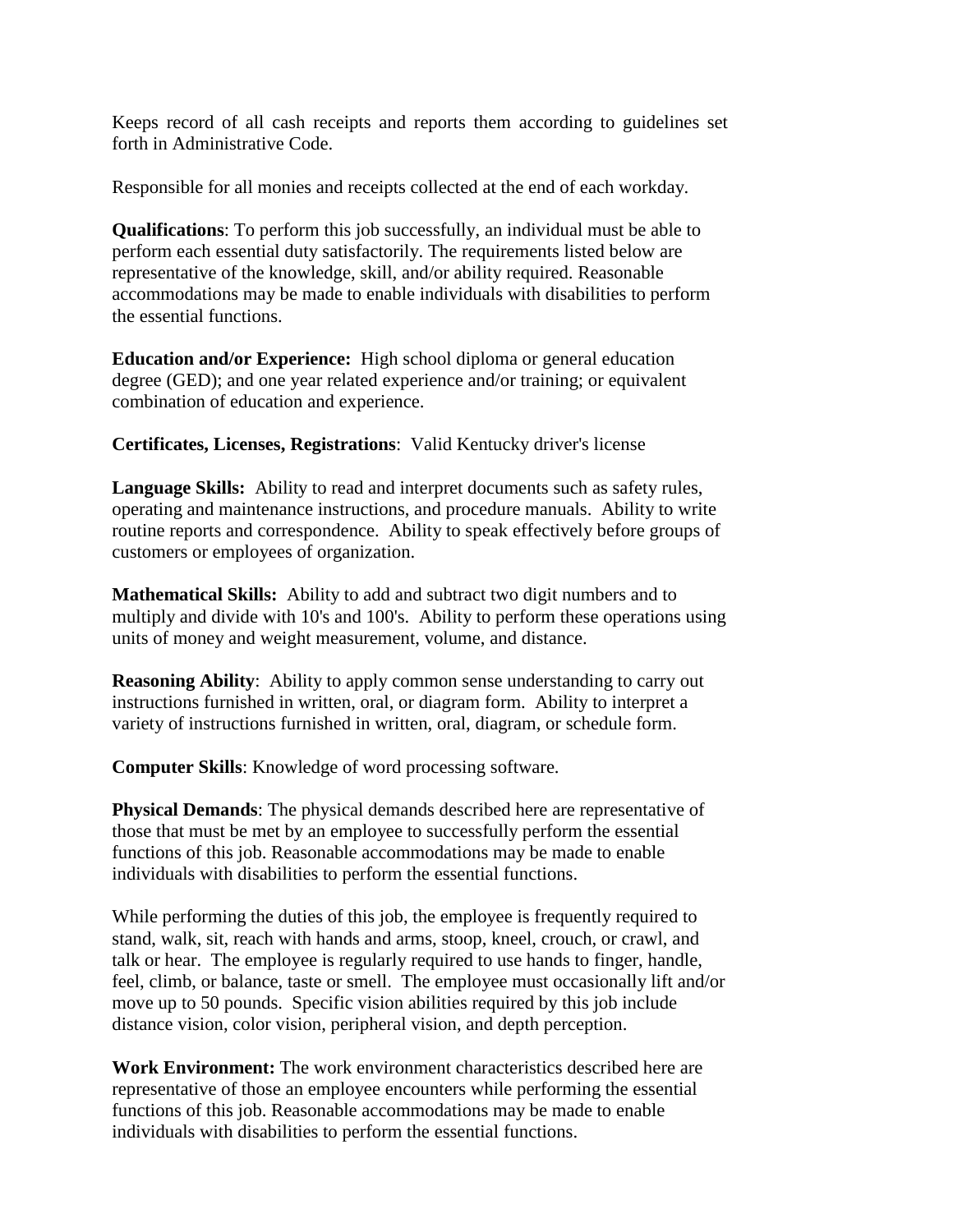Keeps record of all cash receipts and reports them according to guidelines set forth in Administrative Code.

Responsible for all monies and receipts collected at the end of each workday.

**Qualifications**: To perform this job successfully, an individual must be able to perform each essential duty satisfactorily. The requirements listed below are representative of the knowledge, skill, and/or ability required. Reasonable accommodations may be made to enable individuals with disabilities to perform the essential functions.

**Education and/or Experience:** High school diploma or general education degree (GED); and one year related experience and/or training; or equivalent combination of education and experience.

**Certificates, Licenses, Registrations**: Valid Kentucky driver's license

**Language Skills:** Ability to read and interpret documents such as safety rules, operating and maintenance instructions, and procedure manuals. Ability to write routine reports and correspondence. Ability to speak effectively before groups of customers or employees of organization.

**Mathematical Skills:** Ability to add and subtract two digit numbers and to multiply and divide with 10's and 100's. Ability to perform these operations using units of money and weight measurement, volume, and distance.

**Reasoning Ability**: Ability to apply common sense understanding to carry out instructions furnished in written, oral, or diagram form. Ability to interpret a variety of instructions furnished in written, oral, diagram, or schedule form.

**Computer Skills**: Knowledge of word processing software.

**Physical Demands**: The physical demands described here are representative of those that must be met by an employee to successfully perform the essential functions of this job. Reasonable accommodations may be made to enable individuals with disabilities to perform the essential functions.

While performing the duties of this job, the employee is frequently required to stand, walk, sit, reach with hands and arms, stoop, kneel, crouch, or crawl, and talk or hear. The employee is regularly required to use hands to finger, handle, feel, climb, or balance, taste or smell. The employee must occasionally lift and/or move up to 50 pounds. Specific vision abilities required by this job include distance vision, color vision, peripheral vision, and depth perception.

**Work Environment:** The work environment characteristics described here are representative of those an employee encounters while performing the essential functions of this job. Reasonable accommodations may be made to enable individuals with disabilities to perform the essential functions.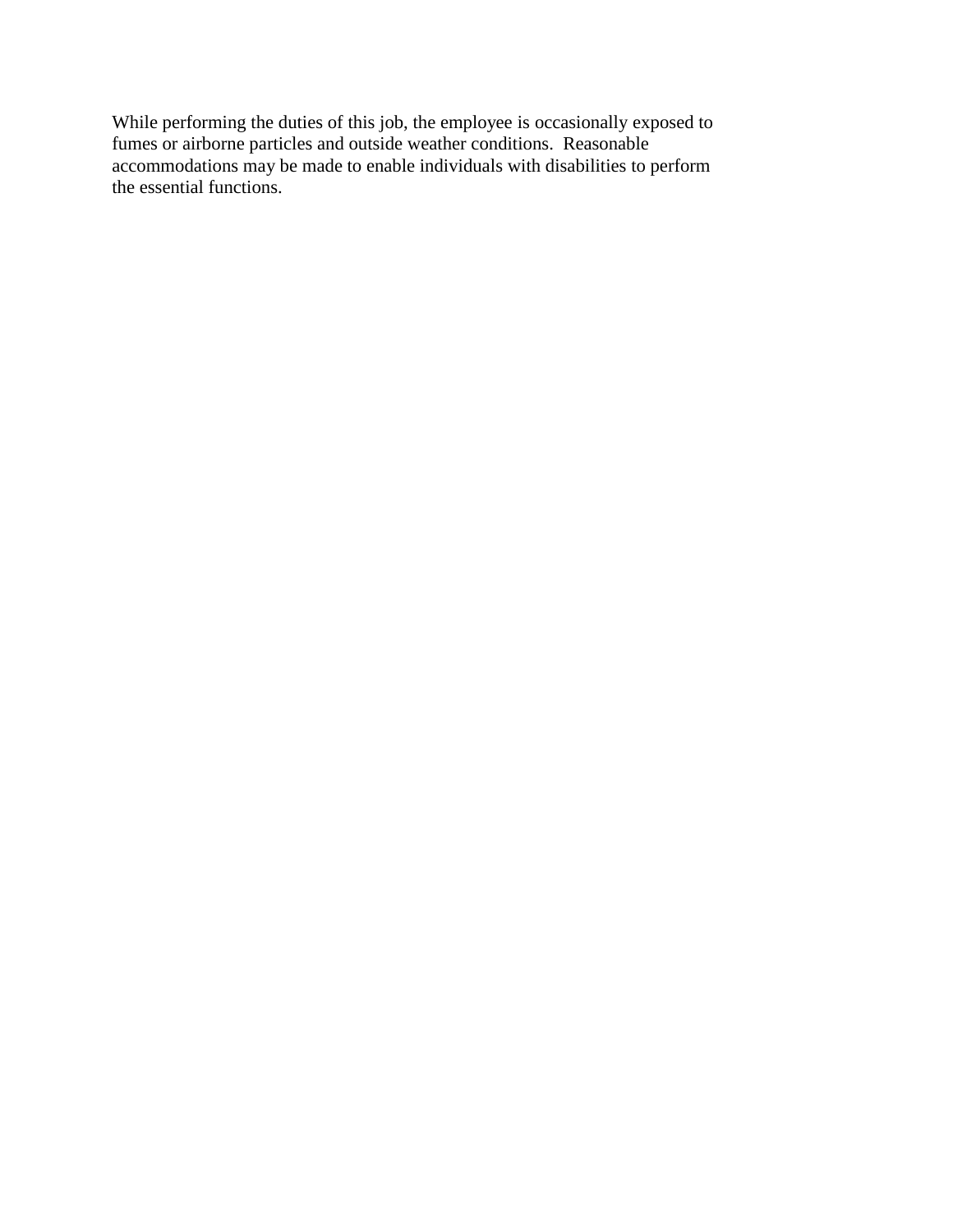While performing the duties of this job, the employee is occasionally exposed to fumes or airborne particles and outside weather conditions.  Reasonable accommodations may be made to enable individuals with disabilities to perform the essential functions.